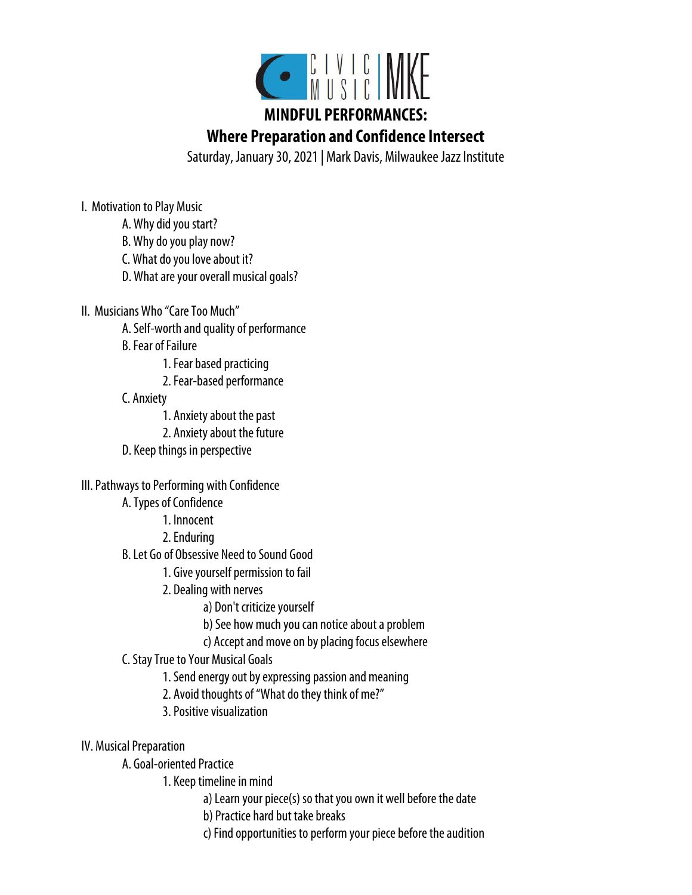CIVIC MUSIC | MKE

# MINDFUL PERFORMANCES:

## Where Preparation and Confidence Intersect

Saturday, January 30, 2021 | Mark Davis, Milwaukee Jazz Institute

- I. Motivation to Play Music
  - A. Why did you start?
  - B. Why do you play now?
  - C. What do you love about it?
  - D. What are your overall musical goals?
- II. Musicians Who "Care Too Much"
  - A. Self-worth and quality of performance
  - B. Fear of Failure
    - 1. Fear based practicing
    - 2. Fear-based performance
  - C. Anxiety
    - 1. Anxiety about the past
    - 2. Anxiety about the future
  - D. Keep things in perspective
- III. Pathways to Performing with Confidence
  - A. Types of Confidence
    - 1. Innocent
    - 2. Enduring
  - B. Let Go of Obsessive Need to Sound Good
    - 1. Give yourself permission to fail
    - 2. Dealing with nerves
      - a) Don't criticize yourself
      - b) See how much you can notice about a problem
      - c) Accept and move on by placing focus elsewhere
  - C. Stay True to Your Musical Goals
    - 1. Send energy out by expressing passion and meaning
    - 2. Avoid thoughts of "What do they think of me?"
    - 3. Positive visualization
- IV. Musical Preparation
  - A. Goal-oriented Practice
    - 1. Keep timeline in mind
      - a) Learn your piece(s) so that you own it well before the date
      - b) Practice hard but take breaks
      - c) Find opportunities to perform your piece before the audition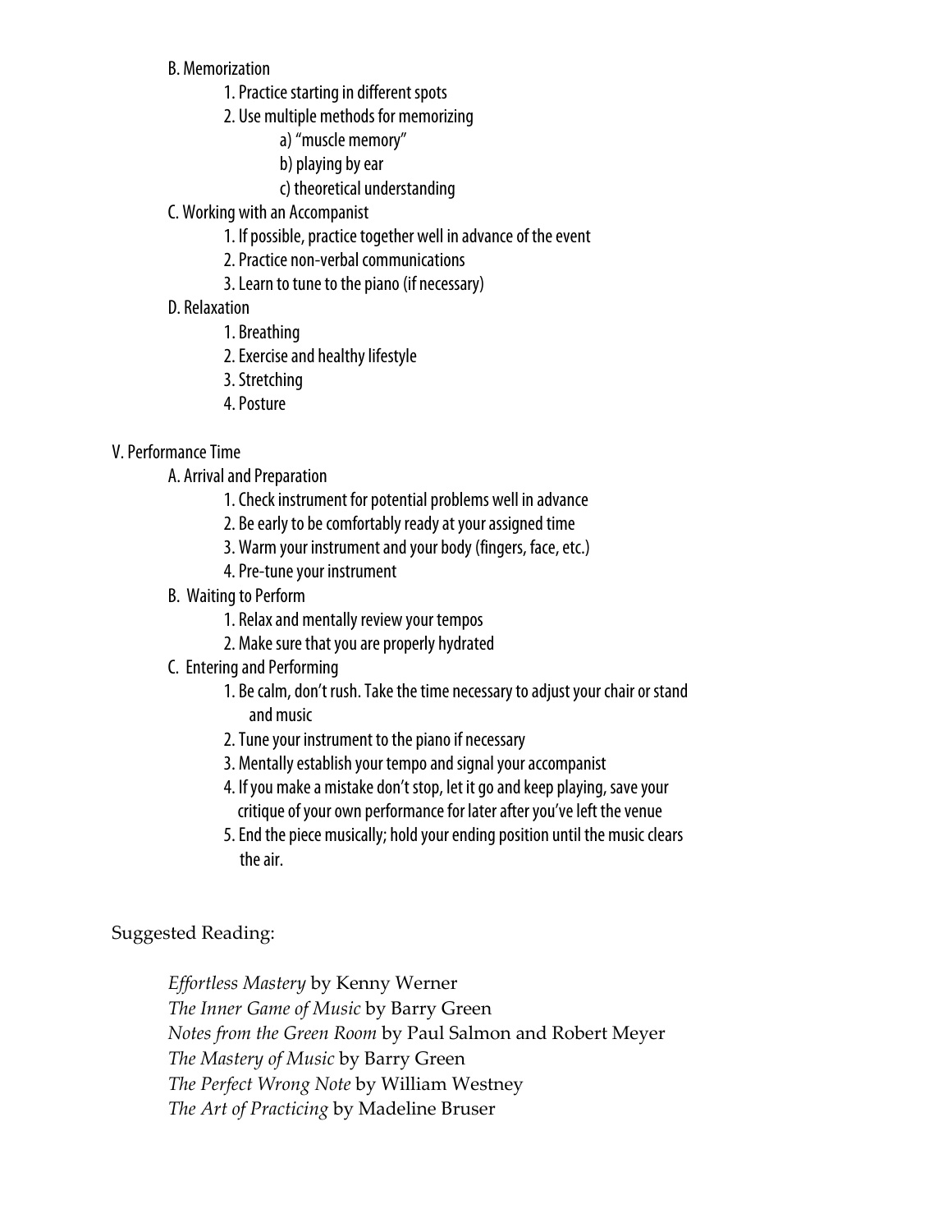B. Memorization

1. Practice starting in different spots
2. Use multiple methods for memorizing
    a) "muscle memory"
    b) playing by ear
    c) theoretical understanding

C. Working with an Accompanist

1. If possible, practice together well in advance of the event
2. Practice non-verbal communications
3. Learn to tune to the piano (if necessary)

D. Relaxation

1. Breathing
2. Exercise and healthy lifestyle
3. Stretching
4. Posture

V. Performance Time

A. Arrival and Preparation

1. Check instrument for potential problems well in advance
2. Be early to be comfortably ready at your assigned time
3. Warm your instrument and your body (fingers, face, etc.)
4. Pre-tune your instrument

B. Waiting to Perform

1. Relax and mentally review your tempos
2. Make sure that you are properly hydrated

C. Entering and Performing

1. Be calm, don't rush. Take the time necessary to adjust your chair or stand and music
2. Tune your instrument to the piano if necessary
3. Mentally establish your tempo and signal your accompanist
4. If you make a mistake don't stop, let it go and keep playing, save your critique of your own performance for later after you've left the venue
5. End the piece musically; hold your ending position until the music clears the air.

Suggested Reading:

*Effortless Mastery* by Kenny Werner
*The Inner Game of Music* by Barry Green
*Notes from the Green Room* by Paul Salmon and Robert Meyer
*The Mastery of Music* by Barry Green
*The Perfect Wrong Note* by William Westney
*The Art of Practicing* by Madeline Bruser